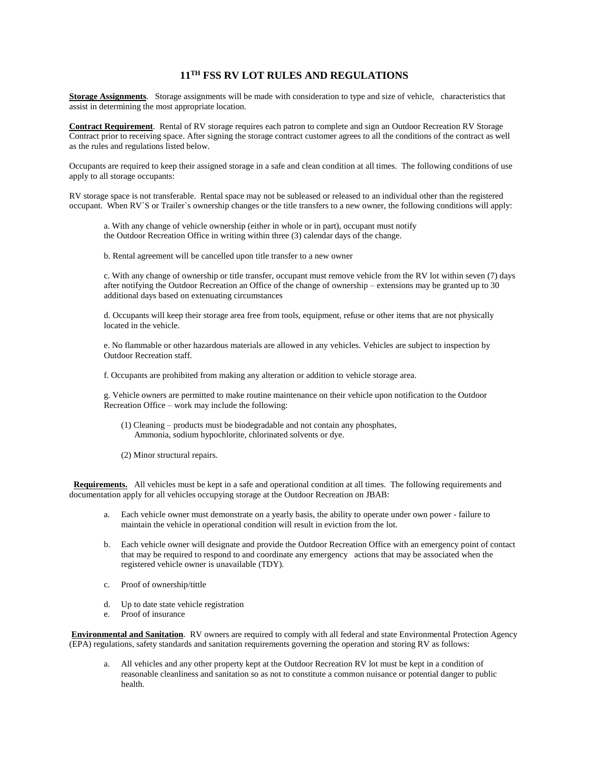# 11TH FSS RV LOT RULES AND REGULATIONS

**Storage Assignments**. Storage assignments will be made with consideration to type and size of vehicle, characteristics that assist in determining the most appropriate location.

**Contract Requirement**. Rental of RV storage requires each patron to complete and sign an Outdoor Recreation RV Storage Contract prior to receiving space. After signing the storage contract customer agrees to all the conditions of the contract as well as the rules and regulations listed below.

Occupants are required to keep their assigned storage in a safe and clean condition at all times. The following conditions of use apply to all storage occupants:

RV storage space is not transferable. Rental space may not be subleased or released to an individual other than the registered occupant. When RV`S or Trailer`s ownership changes or the title transfers to a new owner, the following conditions will apply:

a. With any change of vehicle ownership (either in whole or in part), occupant must notify the Outdoor Recreation Office in writing within three (3) calendar days of the change.

b. Rental agreement will be cancelled upon title transfer to a new owner

c. With any change of ownership or title transfer, occupant must remove vehicle from the RV lot within seven (7) days after notifying the Outdoor Recreation an Office of the change of ownership – extensions may be granted up to 30 additional days based on extenuating circumstances

d. Occupants will keep their storage area free from tools, equipment, refuse or other items that are not physically located in the vehicle.

e. No flammable or other hazardous materials are allowed in any vehicles. Vehicles are subject to inspection by Outdoor Recreation staff.

f. Occupants are prohibited from making any alteration or addition to vehicle storage area.

g. Vehicle owners are permitted to make routine maintenance on their vehicle upon notification to the Outdoor Recreation Office – work may include the following:

(1) Cleaning – products must be biodegradable and not contain any phosphates, Ammonia, sodium hypochlorite, chlorinated solvents or dye.

(2) Minor structural repairs.

**Requirements.** All vehicles must be kept in a safe and operational condition at all times. The following requirements and documentation apply for all vehicles occupying storage at the Outdoor Recreation on JBAB:

a. Each vehicle owner must demonstrate on a yearly basis, the ability to operate under own power - failure to maintain the vehicle in operational condition will result in eviction from the lot.

b. Each vehicle owner will designate and provide the Outdoor Recreation Office with an emergency point of contact that may be required to respond to and coordinate any emergency actions that may be associated when the registered vehicle owner is unavailable (TDY).

c. Proof of ownership/tittle

d. Up to date state vehicle registration

e. Proof of insurance

**Environmental and Sanitation**. RV owners are required to comply with all federal and state Environmental Protection Agency (EPA) regulations, safety standards and sanitation requirements governing the operation and storing RV as follows:

a. All vehicles and any other property kept at the Outdoor Recreation RV lot must be kept in a condition of reasonable cleanliness and sanitation so as not to constitute a common nuisance or potential danger to public health.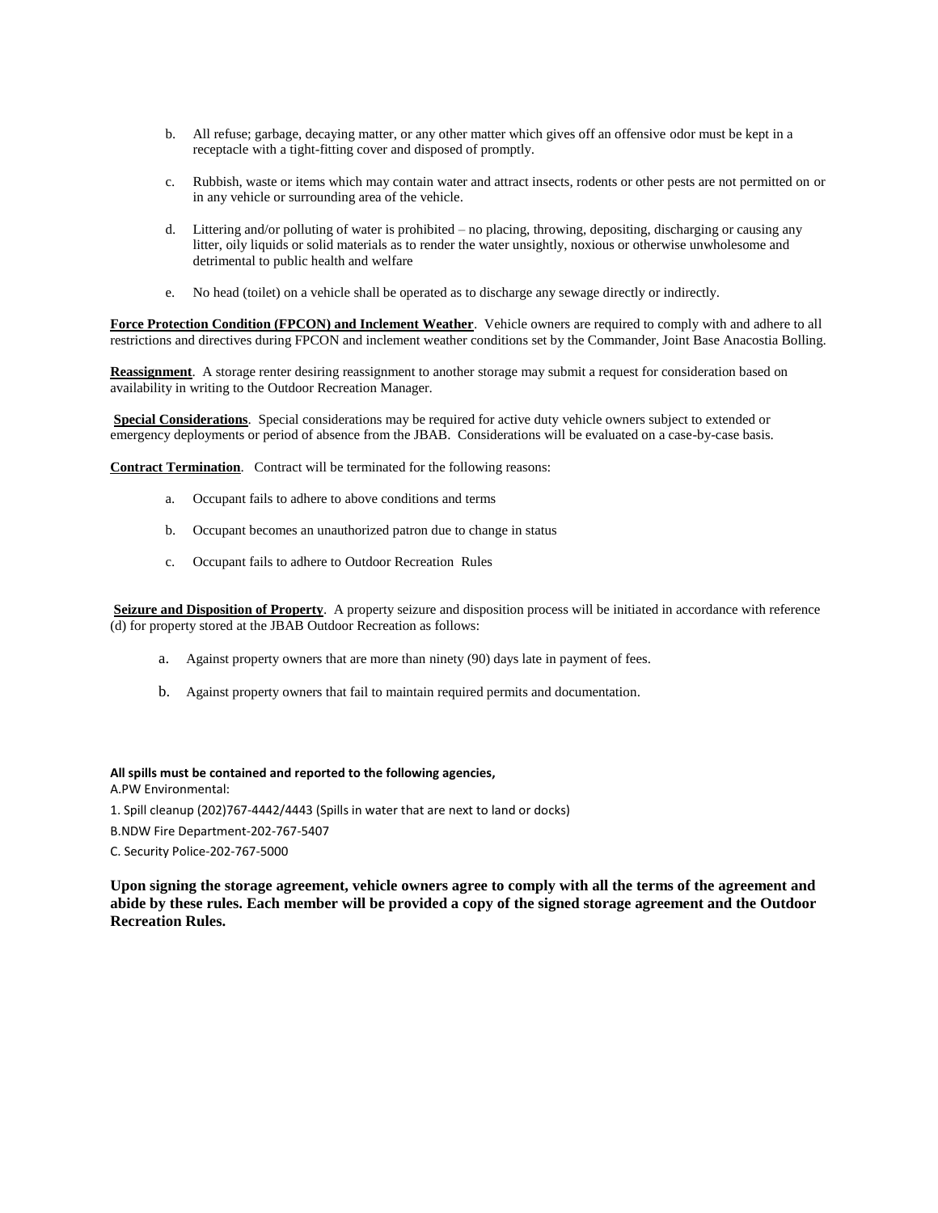b. All refuse; garbage, decaying matter, or any other matter which gives off an offensive odor must be kept in a receptacle with a tight-fitting cover and disposed of promptly.

c. Rubbish, waste or items which may contain water and attract insects, rodents or other pests are not permitted on or in any vehicle or surrounding area of the vehicle.

d. Littering and/or polluting of water is prohibited – no placing, throwing, depositing, discharging or causing any litter, oily liquids or solid materials as to render the water unsightly, noxious or otherwise unwholesome and detrimental to public health and welfare

e. No head (toilet) on a vehicle shall be operated as to discharge any sewage directly or indirectly.

**Force Protection Condition (FPCON) and Inclement Weather**. Vehicle owners are required to comply with and adhere to all restrictions and directives during FPCON and inclement weather conditions set by the Commander, Joint Base Anacostia Bolling.

**Reassignment**. A storage renter desiring reassignment to another storage may submit a request for consideration based on availability in writing to the Outdoor Recreation Manager.

**Special Considerations**. Special considerations may be required for active duty vehicle owners subject to extended or emergency deployments or period of absence from the JBAB. Considerations will be evaluated on a case-by-case basis.

**Contract Termination**. Contract will be terminated for the following reasons:

a. Occupant fails to adhere to above conditions and terms

b. Occupant becomes an unauthorized patron due to change in status

c. Occupant fails to adhere to Outdoor Recreation Rules

**Seizure and Disposition of Property**. A property seizure and disposition process will be initiated in accordance with reference (d) for property stored at the JBAB Outdoor Recreation as follows:

a. Against property owners that are more than ninety (90) days late in payment of fees.

b. Against property owners that fail to maintain required permits and documentation.

**All spills must be contained and reported to the following agencies,**

A.PW Environmental:

1. Spill cleanup (202)767-4442/4443 (Spills in water that are next to land or docks)

B.NDW Fire Department-202-767-5407

C. Security Police-202-767-5000

**Upon signing the storage agreement, vehicle owners agree to comply with all the terms of the agreement and abide by these rules. Each member will be provided a copy of the signed storage agreement and the Outdoor Recreation Rules.**